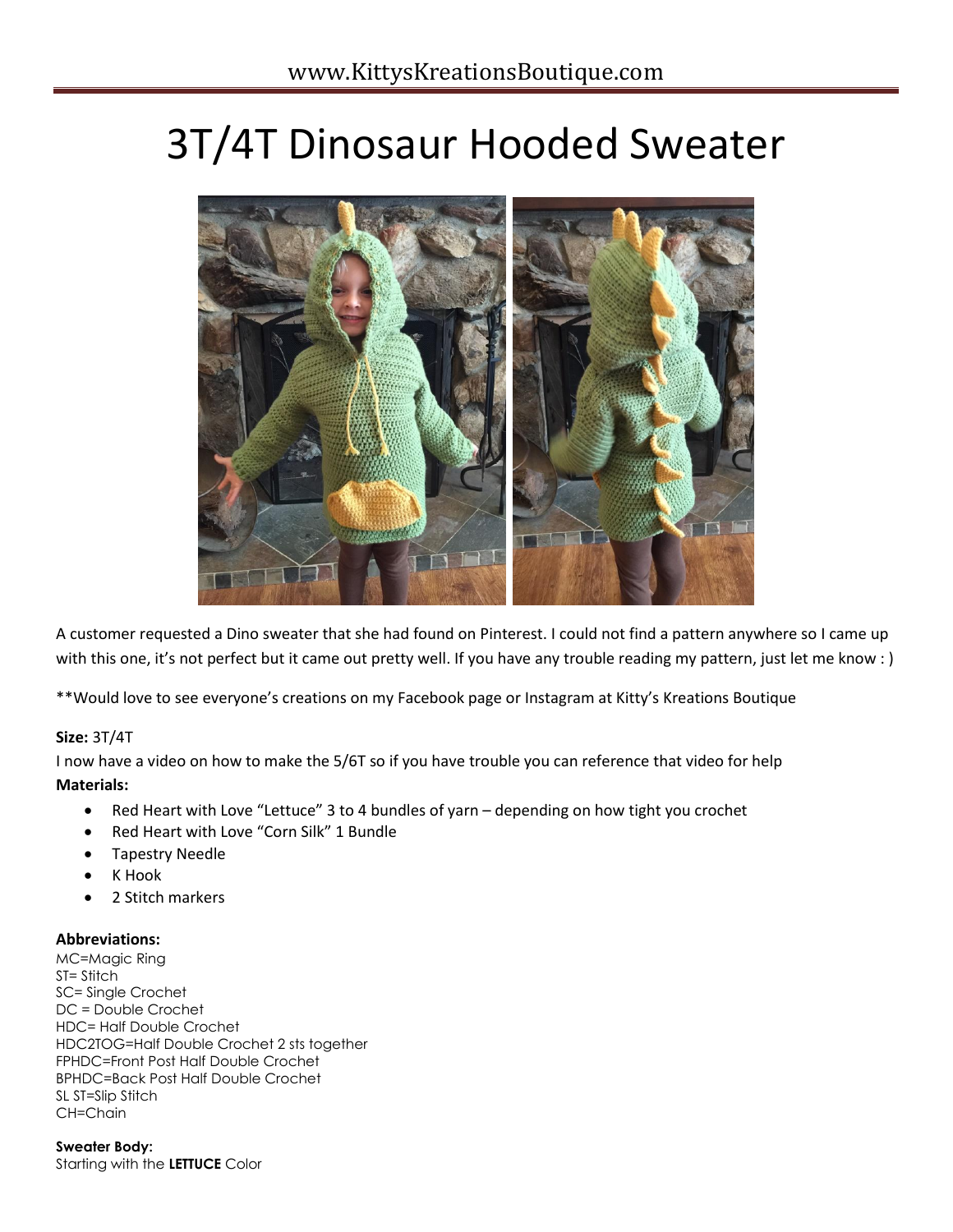# 3T/4T Dinosaur Hooded Sweater

A customer requested a Dino sweater that she had found on Pinterest. I could not find a pattern anywhere so I came up with this one, it's not perfect but it came out pretty well. If you have any trouble reading my pattern, just let me know : )

**Would love to see everyone's creations on my Facebook page or Instagram at Kitty's Kreations Boutique

**Size:** 3T/4T

I now have a video on how to make the 5/6T so if you have trouble you can reference that video for help

**Materials:**

- Red Heart with Love "Lettuce" 3 to 4 bundles of yarn – depending on how tight you crochet
- Red Heart with Love "Corn Silk" 1 Bundle
- Tapestry Needle
- K Hook
- 2 Stitch markers

**Abbreviations:**

MC=Magic Ring
ST= Stitch
SC= Single Crochet
DC = Double Crochet
HDC= Half Double Crochet
HDC2TOG=Half Double Crochet 2 sts together
FPHDC=Front Post Half Double Crochet
BPHDC=Back Post Half Double Crochet
SL ST=Slip Stitch
CH=Chain

**Sweater Body:**
Starting with the **LETTUCE** Color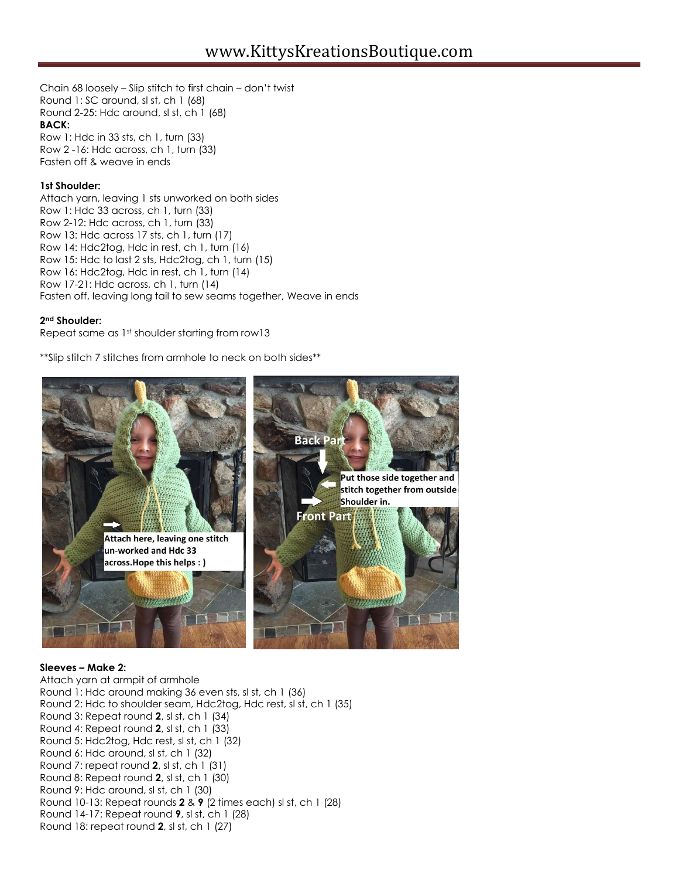Chain 68 loosely – Slip stitch to first chain – don't twist
Round 1: SC around, sl st, ch 1 (68)
Round 2-25: Hdc around, sl st, ch 1 (68)

**BACK:**

Row 1: Hdc in 33 sts, ch 1, turn (33)
Row 2 -16: Hdc across, ch 1, turn (33)
Fasten off & weave in ends

**1st Shoulder:**

Attach yarn, leaving 1 sts unworked on both sides
Row 1: Hdc 33 across, ch 1, turn (33)
Row 2-12: Hdc across, ch 1, turn (33)
Row 13: Hdc across 17 sts, ch 1, turn (17)
Row 14: Hdc2tog, Hdc in rest, ch 1, turn (16)
Row 15: Hdc to last 2 sts, Hdc2tog, ch 1, turn (15)
Row 16: Hdc2tog, Hdc in rest, ch 1, turn (14)
Row 17-21: Hdc across, ch 1, turn (14)
Fasten off, leaving long tail to sew seams together, Weave in ends

**2nd Shoulder:**

Repeat same as 1st shoulder starting from row13

**Slip stitch 7 stitches from armhole to neck on both sides**

Attach here, leaving one stitch un-worked and Hdc 33 across.Hope this helps : )

Back Part

Put those side together and stitch together from outside Shoulder in.

Front Part

**Sleeves – Make 2:**

Attach yarn at armpit of armhole
Round 1: Hdc around making 36 even sts, sl st, ch 1 (36)
Round 2: Hdc to shoulder seam, Hdc2tog, Hdc rest, sl st, ch 1 (35)
Round 3: Repeat round **2**, sl st, ch 1 (34)
Round 4: Repeat round **2**, sl st, ch 1 (33)
Round 5: Hdc2tog, Hdc rest, sl st, ch 1 (32)
Round 6: Hdc around, sl st, ch 1 (32)
Round 7: repeat round **2**, sl st, ch 1 (31)
Round 8: Repeat round **2**, sl st, ch 1 (30)
Round 9: Hdc around, sl st, ch 1 (30)
Round 10-13: Repeat rounds **2** & **9** (2 times each) sl st, ch 1 (28)
Round 14-17: Repeat round **9**, sl st, ch 1 (28)
Round 18: repeat round **2**, sl st, ch 1 (27)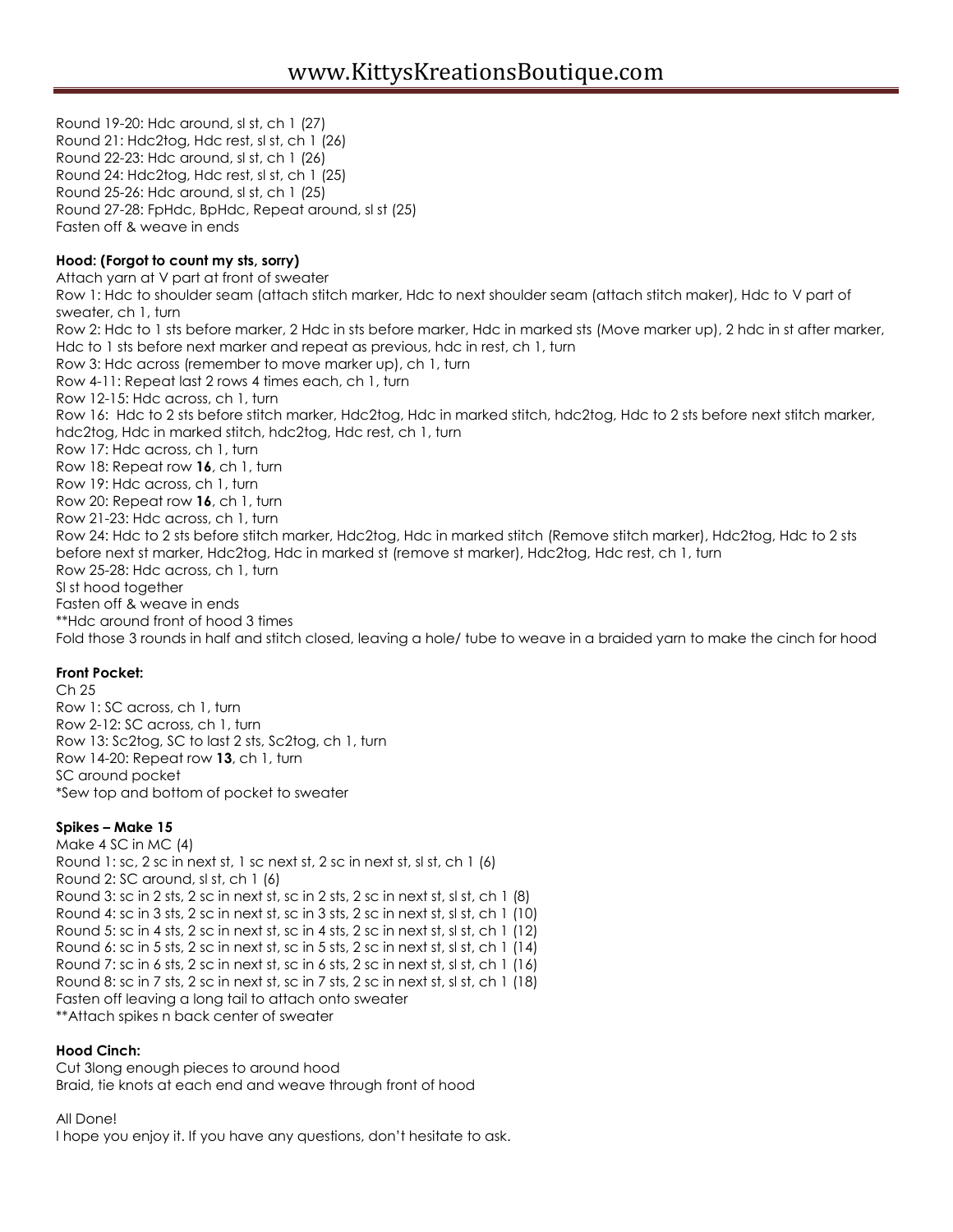Round 19-20: Hdc around, sl st, ch 1 (27)
Round 21: Hdc2tog, Hdc rest, sl st, ch 1 (26)
Round 22-23: Hdc around, sl st, ch 1 (26)
Round 24: Hdc2tog, Hdc rest, sl st, ch 1 (25)
Round 25-26: Hdc around, sl st, ch 1 (25)
Round 27-28: FpHdc, BpHdc, Repeat around, sl st (25)
Fasten off & weave in ends

**Hood: (Forgot to count my sts, sorry)**
Attach yarn at V part at front of sweater
Row 1: Hdc to shoulder seam (attach stitch marker, Hdc to next shoulder seam (attach stitch maker), Hdc to V part of sweater, ch 1, turn
Row 2: Hdc to 1 sts before marker, 2 Hdc in sts before marker, Hdc in marked sts (Move marker up), 2 hdc in st after marker, Hdc to 1 sts before next marker and repeat as previous, hdc in rest, ch 1, turn
Row 3: Hdc across (remember to move marker up), ch 1, turn
Row 4-11: Repeat last 2 rows 4 times each, ch 1, turn
Row 12-15: Hdc across, ch 1, turn
Row 16: Hdc to 2 sts before stitch marker, Hdc2tog, Hdc in marked stitch, hdc2tog, Hdc to 2 sts before next stitch marker, hdc2tog, Hdc in marked stitch, hdc2tog, Hdc rest, ch 1, turn
Row 17: Hdc across, ch 1, turn
Row 18: Repeat row **16**, ch 1, turn
Row 19: Hdc across, ch 1, turn
Row 20: Repeat row **16**, ch 1, turn
Row 21-23: Hdc across, ch 1, turn
Row 24: Hdc to 2 sts before stitch marker, Hdc2tog, Hdc in marked stitch (Remove stitch marker), Hdc2tog, Hdc to 2 sts before next st marker, Hdc2tog, Hdc in marked st (remove st marker), Hdc2tog, Hdc rest, ch 1, turn
Row 25-28: Hdc across, ch 1, turn
Sl st hood together
Fasten off & weave in ends
**Hdc around front of hood 3 times
Fold those 3 rounds in half and stitch closed, leaving a hole/ tube to weave in a braided yarn to make the cinch for hood

**Front Pocket:**
Ch 25
Row 1: SC across, ch 1, turn
Row 2-12: SC across, ch 1, turn
Row 13: Sc2tog, SC to last 2 sts, Sc2tog, ch 1, turn
Row 14-20: Repeat row **13**, ch 1, turn
SC around pocket
*Sew top and bottom of pocket to sweater

**Spikes – Make 15**
Make 4 SC in MC (4)
Round 1: sc, 2 sc in next st, 1 sc next st, 2 sc in next st, sl st, ch 1 (6)
Round 2: SC around, sl st, ch 1 (6)
Round 3: sc in 2 sts, 2 sc in next st, sc in 2 sts, 2 sc in next st, sl st, ch 1 (8)
Round 4: sc in 3 sts, 2 sc in next st, sc in 3 sts, 2 sc in next st, sl st, ch 1 (10)
Round 5: sc in 4 sts, 2 sc in next st, sc in 4 sts, 2 sc in next st, sl st, ch 1 (12)
Round 6: sc in 5 sts, 2 sc in next st, sc in 5 sts, 2 sc in next st, sl st, ch 1 (14)
Round 7: sc in 6 sts, 2 sc in next st, sc in 6 sts, 2 sc in next st, sl st, ch 1 (16)
Round 8: sc in 7 sts, 2 sc in next st, sc in 7 sts, 2 sc in next st, sl st, ch 1 (18)
Fasten off leaving a long tail to attach onto sweater
**Attach spikes n back center of sweater

**Hood Cinch:**
Cut 3long enough pieces to around hood
Braid, tie knots at each end and weave through front of hood

All Done!
I hope you enjoy it. If you have any questions, don't hesitate to ask.